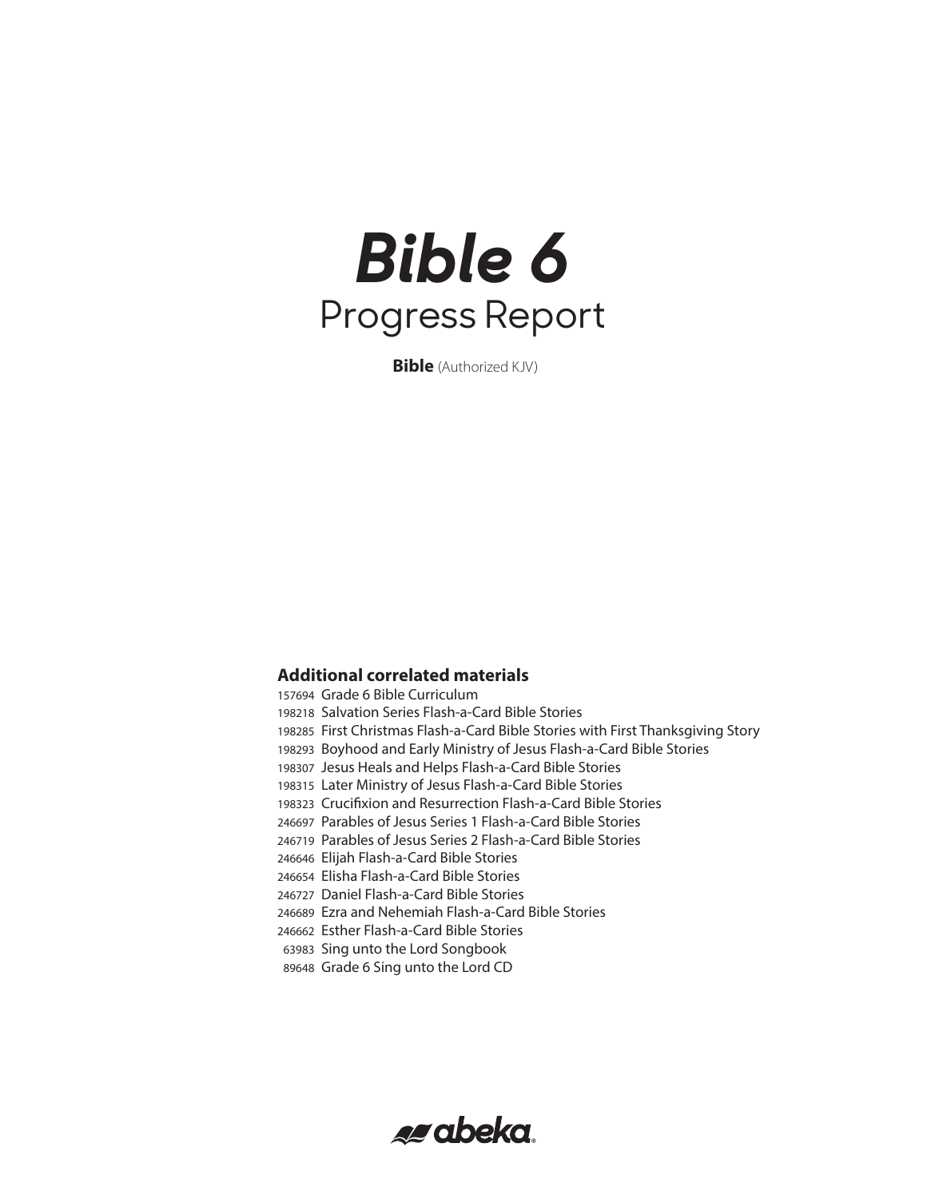# *Bible 6*

## Progress Report

**Bible** (Authorized KJV)

### Additional correlated materials

157694 Grade 6 Bible Curriculum
198218 Salvation Series Flash-a-Card Bible Stories
198285 First Christmas Flash-a-Card Bible Stories with First Thanksgiving Story
198293 Boyhood and Early Ministry of Jesus Flash-a-Card Bible Stories
198307 Jesus Heals and Helps Flash-a-Card Bible Stories
198315 Later Ministry of Jesus Flash-a-Card Bible Stories
198323 Crucifixion and Resurrection Flash-a-Card Bible Stories
246697 Parables of Jesus Series 1 Flash-a-Card Bible Stories
246719 Parables of Jesus Series 2 Flash-a-Card Bible Stories
246646 Elijah Flash-a-Card Bible Stories
246654 Elisha Flash-a-Card Bible Stories
246727 Daniel Flash-a-Card Bible Stories
246689 Ezra and Nehemiah Flash-a-Card Bible Stories
246662 Esther Flash-a-Card Bible Stories
63983 Sing unto the Lord Songbook
89648 Grade 6 Sing unto the Lord CD

abeka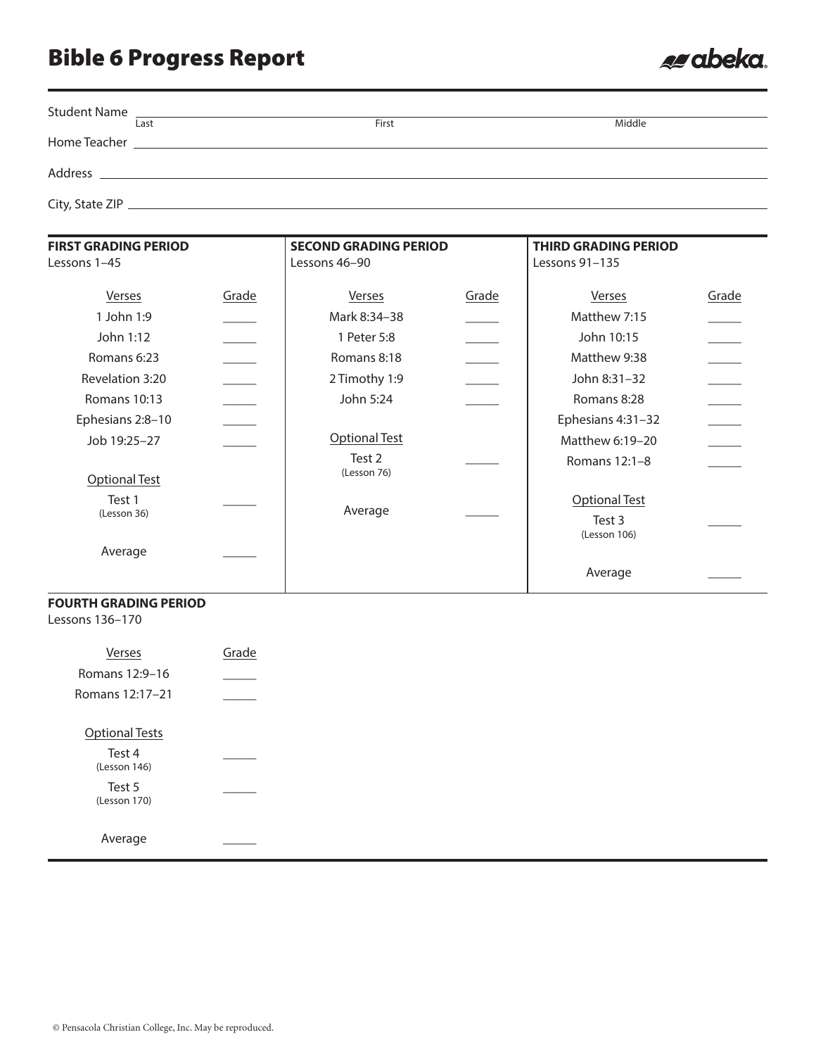# Bible 6 Progress Report

abeka

Student Name ______________________________
Last First Middle

Home Teacher ______________________________

Address ______________________________

City, State ZIP ______________________________

## FIRST GRADING PERIOD

Lessons 1–45

| Verses | Grade |
|---|---|
| 1 John 1:9 | _____ |
| John 1:12 | _____ |
| Romans 6:23 | _____ |
| Revelation 3:20 | _____ |
| Romans 10:13 | _____ |
| Ephesians 2:8–10 | _____ |
| Job 19:25–27 | _____ |
| **Optional Test** | |
| Test 1 (Lesson 36) | _____ |
| Average | _____ |

## SECOND GRADING PERIOD

Lessons 46–90

| Verses | Grade |
|---|---|
| Mark 8:34–38 | _____ |
| 1 Peter 5:8 | _____ |
| Romans 8:18 | _____ |
| 2 Timothy 1:9 | _____ |
| John 5:24 | _____ |
| **Optional Test** | |
| Test 2 (Lesson 76) | _____ |
| Average | _____ |

## THIRD GRADING PERIOD

Lessons 91–135

| Verses | Grade |
|---|---|
| Matthew 7:15 | _____ |
| John 10:15 | _____ |
| Matthew 9:38 | _____ |
| John 8:31–32 | _____ |
| Romans 8:28 | _____ |
| Ephesians 4:31–32 | _____ |
| Matthew 6:19–20 | _____ |
| Romans 12:1–8 | _____ |
| **Optional Test** | |
| Test 3 (Lesson 106) | _____ |
| Average | _____ |

## FOURTH GRADING PERIOD

Lessons 136–170

| Verses | Grade |
|---|---|
| Romans 12:9–16 | _____ |
| Romans 12:17–21 | _____ |
| **Optional Tests** | |
| Test 4 (Lesson 146) | _____ |
| Test 5 (Lesson 170) | _____ |
| Average | _____ |

© Pensacola Christian College, Inc. May be reproduced.